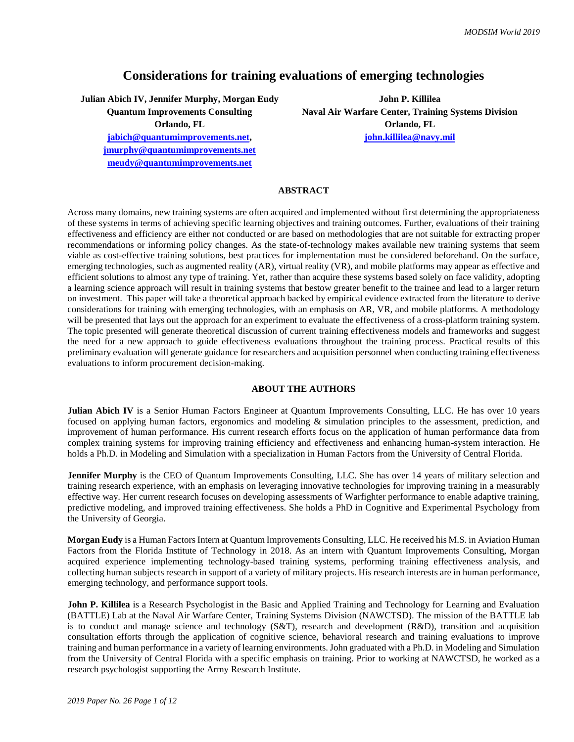# Considerations for training evaluations of emerging technologies

**Julian Abich IV, Jennifer Murphy, Morgan Eudy**
**Quantum Improvements Consulting**
**Orlando, FL**
**jabich@quantumimprovements.net,**
**jmurphy@quantumimprovements.net**
**meudy@quantumimprovements.net**

**John P. Killilea**
**Naval Air Warfare Center, Training Systems Division**
**Orlando, FL**
**john.killilea@navy.mil**

## ABSTRACT

Across many domains, new training systems are often acquired and implemented without first determining the appropriateness of these systems in terms of achieving specific learning objectives and training outcomes. Further, evaluations of their training effectiveness and efficiency are either not conducted or are based on methodologies that are not suitable for extracting proper recommendations or informing policy changes. As the state-of-technology makes available new training systems that seem viable as cost-effective training solutions, best practices for implementation must be considered beforehand. On the surface, emerging technologies, such as augmented reality (AR), virtual reality (VR), and mobile platforms may appear as effective and efficient solutions to almost any type of training. Yet, rather than acquire these systems based solely on face validity, adopting a learning science approach will result in training systems that bestow greater benefit to the trainee and lead to a larger return on investment. This paper will take a theoretical approach backed by empirical evidence extracted from the literature to derive considerations for training with emerging technologies, with an emphasis on AR, VR, and mobile platforms. A methodology will be presented that lays out the approach for an experiment to evaluate the effectiveness of a cross-platform training system. The topic presented will generate theoretical discussion of current training effectiveness models and frameworks and suggest the need for a new approach to guide effectiveness evaluations throughout the training process. Practical results of this preliminary evaluation will generate guidance for researchers and acquisition personnel when conducting training effectiveness evaluations to inform procurement decision-making.

## ABOUT THE AUTHORS

**Julian Abich IV** is a Senior Human Factors Engineer at Quantum Improvements Consulting, LLC. He has over 10 years focused on applying human factors, ergonomics and modeling & simulation principles to the assessment, prediction, and improvement of human performance. His current research efforts focus on the application of human performance data from complex training systems for improving training efficiency and effectiveness and enhancing human-system interaction. He holds a Ph.D. in Modeling and Simulation with a specialization in Human Factors from the University of Central Florida.

**Jennifer Murphy** is the CEO of Quantum Improvements Consulting, LLC. She has over 14 years of military selection and training research experience, with an emphasis on leveraging innovative technologies for improving training in a measurably effective way. Her current research focuses on developing assessments of Warfighter performance to enable adaptive training, predictive modeling, and improved training effectiveness. She holds a PhD in Cognitive and Experimental Psychology from the University of Georgia.

**Morgan Eudy** is a Human Factors Intern at Quantum Improvements Consulting, LLC. He received his M.S. in Aviation Human Factors from the Florida Institute of Technology in 2018. As an intern with Quantum Improvements Consulting, Morgan acquired experience implementing technology-based training systems, performing training effectiveness analysis, and collecting human subjects research in support of a variety of military projects. His research interests are in human performance, emerging technology, and performance support tools.

**John P. Killilea** is a Research Psychologist in the Basic and Applied Training and Technology for Learning and Evaluation (BATTLE) Lab at the Naval Air Warfare Center, Training Systems Division (NAWCTSD). The mission of the BATTLE lab is to conduct and manage science and technology (S&T), research and development (R&D), transition and acquisition consultation efforts through the application of cognitive science, behavioral research and training evaluations to improve training and human performance in a variety of learning environments. John graduated with a Ph.D. in Modeling and Simulation from the University of Central Florida with a specific emphasis on training. Prior to working at NAWCTSD, he worked as a research psychologist supporting the Army Research Institute.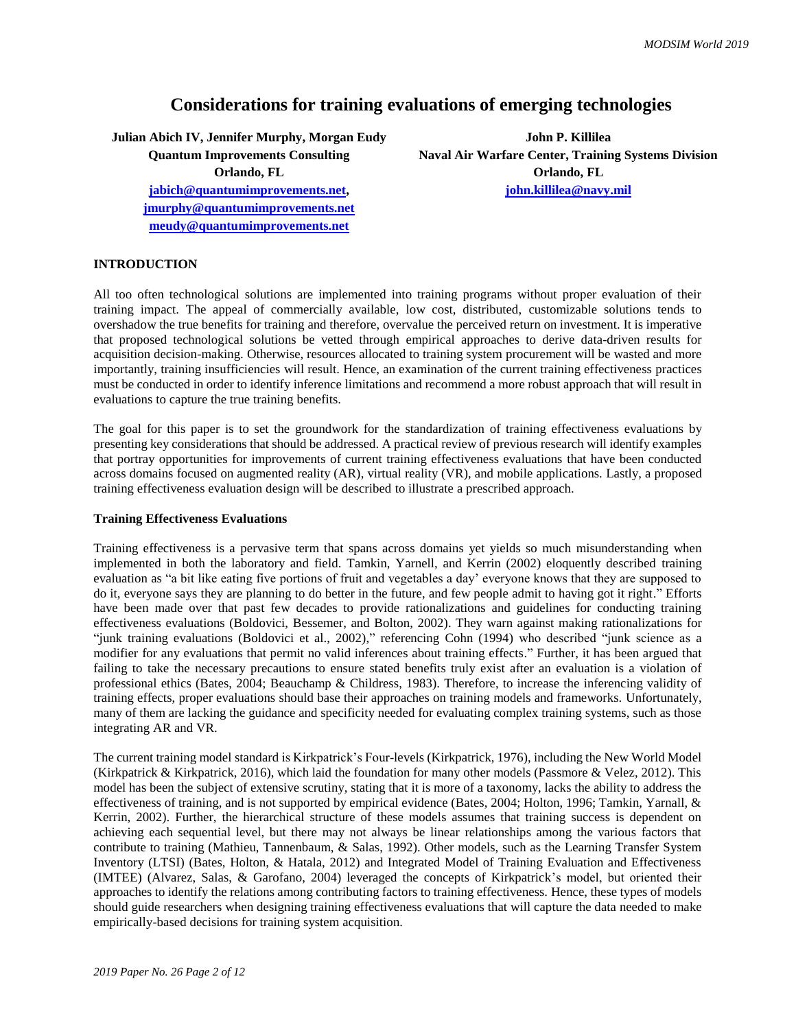# Considerations for training evaluations of emerging technologies

**Julian Abich IV, Jennifer Murphy, Morgan Eudy**
**Quantum Improvements Consulting**
**Orlando, FL**
jabich@quantumimprovements.net,
jmurphy@quantumimprovements.net
meudy@quantumimprovements.net

**John P. Killilea**
**Naval Air Warfare Center, Training Systems Division**
**Orlando, FL**
john.killilea@navy.mil

## INTRODUCTION

All too often technological solutions are implemented into training programs without proper evaluation of their training impact. The appeal of commercially available, low cost, distributed, customizable solutions tends to overshadow the true benefits for training and therefore, overvalue the perceived return on investment. It is imperative that proposed technological solutions be vetted through empirical approaches to derive data-driven results for acquisition decision-making. Otherwise, resources allocated to training system procurement will be wasted and more importantly, training insufficiencies will result. Hence, an examination of the current training effectiveness practices must be conducted in order to identify inference limitations and recommend a more robust approach that will result in evaluations to capture the true training benefits.

The goal for this paper is to set the groundwork for the standardization of training effectiveness evaluations by presenting key considerations that should be addressed. A practical review of previous research will identify examples that portray opportunities for improvements of current training effectiveness evaluations that have been conducted across domains focused on augmented reality (AR), virtual reality (VR), and mobile applications. Lastly, a proposed training effectiveness evaluation design will be described to illustrate a prescribed approach.

### Training Effectiveness Evaluations

Training effectiveness is a pervasive term that spans across domains yet yields so much misunderstanding when implemented in both the laboratory and field. Tamkin, Yarnell, and Kerrin (2002) eloquently described training evaluation as "a bit like eating five portions of fruit and vegetables a day' everyone knows that they are supposed to do it, everyone says they are planning to do better in the future, and few people admit to having got it right." Efforts have been made over that past few decades to provide rationalizations and guidelines for conducting training effectiveness evaluations (Boldovici, Bessemer, and Bolton, 2002). They warn against making rationalizations for "junk training evaluations (Boldovici et al., 2002)," referencing Cohn (1994) who described "junk science as a modifier for any evaluations that permit no valid inferences about training effects." Further, it has been argued that failing to take the necessary precautions to ensure stated benefits truly exist after an evaluation is a violation of professional ethics (Bates, 2004; Beauchamp & Childress, 1983). Therefore, to increase the inferencing validity of training effects, proper evaluations should base their approaches on training models and frameworks. Unfortunately, many of them are lacking the guidance and specificity needed for evaluating complex training systems, such as those integrating AR and VR.

The current training model standard is Kirkpatrick's Four-levels (Kirkpatrick, 1976), including the New World Model (Kirkpatrick & Kirkpatrick, 2016), which laid the foundation for many other models (Passmore & Velez, 2012). This model has been the subject of extensive scrutiny, stating that it is more of a taxonomy, lacks the ability to address the effectiveness of training, and is not supported by empirical evidence (Bates, 2004; Holton, 1996; Tamkin, Yarnall, & Kerrin, 2002). Further, the hierarchical structure of these models assumes that training success is dependent on achieving each sequential level, but there may not always be linear relationships among the various factors that contribute to training (Mathieu, Tannenbaum, & Salas, 1992). Other models, such as the Learning Transfer System Inventory (LTSI) (Bates, Holton, & Hatala, 2012) and Integrated Model of Training Evaluation and Effectiveness (IMTEE) (Alvarez, Salas, & Garofano, 2004) leveraged the concepts of Kirkpatrick's model, but oriented their approaches to identify the relations among contributing factors to training effectiveness. Hence, these types of models should guide researchers when designing training effectiveness evaluations that will capture the data needed to make empirically-based decisions for training system acquisition.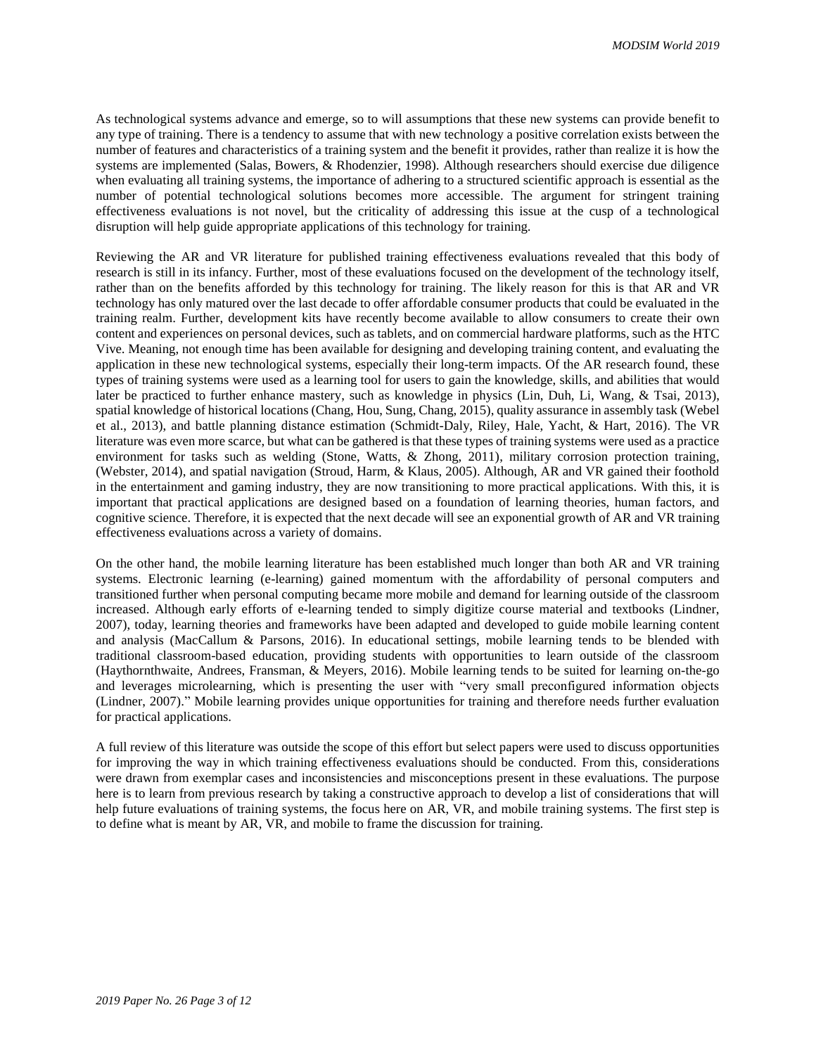As technological systems advance and emerge, so to will assumptions that these new systems can provide benefit to any type of training. There is a tendency to assume that with new technology a positive correlation exists between the number of features and characteristics of a training system and the benefit it provides, rather than realize it is how the systems are implemented (Salas, Bowers, & Rhodenzier, 1998). Although researchers should exercise due diligence when evaluating all training systems, the importance of adhering to a structured scientific approach is essential as the number of potential technological solutions becomes more accessible. The argument for stringent training effectiveness evaluations is not novel, but the criticality of addressing this issue at the cusp of a technological disruption will help guide appropriate applications of this technology for training.

Reviewing the AR and VR literature for published training effectiveness evaluations revealed that this body of research is still in its infancy. Further, most of these evaluations focused on the development of the technology itself, rather than on the benefits afforded by this technology for training. The likely reason for this is that AR and VR technology has only matured over the last decade to offer affordable consumer products that could be evaluated in the training realm. Further, development kits have recently become available to allow consumers to create their own content and experiences on personal devices, such as tablets, and on commercial hardware platforms, such as the HTC Vive. Meaning, not enough time has been available for designing and developing training content, and evaluating the application in these new technological systems, especially their long-term impacts. Of the AR research found, these types of training systems were used as a learning tool for users to gain the knowledge, skills, and abilities that would later be practiced to further enhance mastery, such as knowledge in physics (Lin, Duh, Li, Wang, & Tsai, 2013), spatial knowledge of historical locations (Chang, Hou, Sung, Chang, 2015), quality assurance in assembly task (Webel et al., 2013), and battle planning distance estimation (Schmidt-Daly, Riley, Hale, Yacht, & Hart, 2016). The VR literature was even more scarce, but what can be gathered is that these types of training systems were used as a practice environment for tasks such as welding (Stone, Watts, & Zhong, 2011), military corrosion protection training, (Webster, 2014), and spatial navigation (Stroud, Harm, & Klaus, 2005). Although, AR and VR gained their foothold in the entertainment and gaming industry, they are now transitioning to more practical applications. With this, it is important that practical applications are designed based on a foundation of learning theories, human factors, and cognitive science. Therefore, it is expected that the next decade will see an exponential growth of AR and VR training effectiveness evaluations across a variety of domains.

On the other hand, the mobile learning literature has been established much longer than both AR and VR training systems. Electronic learning (e-learning) gained momentum with the affordability of personal computers and transitioned further when personal computing became more mobile and demand for learning outside of the classroom increased. Although early efforts of e-learning tended to simply digitize course material and textbooks (Lindner, 2007), today, learning theories and frameworks have been adapted and developed to guide mobile learning content and analysis (MacCallum & Parsons, 2016). In educational settings, mobile learning tends to be blended with traditional classroom-based education, providing students with opportunities to learn outside of the classroom (Haythornthwaite, Andrees, Fransman, & Meyers, 2016). Mobile learning tends to be suited for learning on-the-go and leverages microlearning, which is presenting the user with "very small preconfigured information objects (Lindner, 2007)." Mobile learning provides unique opportunities for training and therefore needs further evaluation for practical applications.

A full review of this literature was outside the scope of this effort but select papers were used to discuss opportunities for improving the way in which training effectiveness evaluations should be conducted. From this, considerations were drawn from exemplar cases and inconsistencies and misconceptions present in these evaluations. The purpose here is to learn from previous research by taking a constructive approach to develop a list of considerations that will help future evaluations of training systems, the focus here on AR, VR, and mobile training systems. The first step is to define what is meant by AR, VR, and mobile to frame the discussion for training.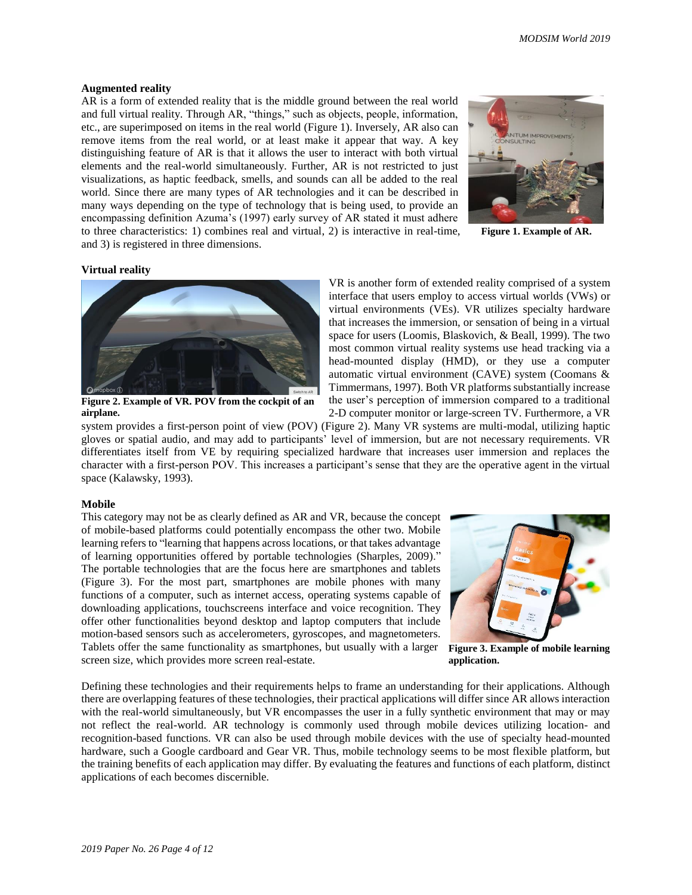### Augmented reality

AR is a form of extended reality that is the middle ground between the real world and full virtual reality. Through AR, "things," such as objects, people, information, etc., are superimposed on items in the real world (Figure 1). Inversely, AR also can remove items from the real world, or at least make it appear that way. A key distinguishing feature of AR is that it allows the user to interact with both virtual elements and the real-world simultaneously. Further, AR is not restricted to just visualizations, as haptic feedback, smells, and sounds can all be added to the real world. Since there are many types of AR technologies and it can be described in many ways depending on the type of technology that is being used, to provide an encompassing definition Azuma's (1997) early survey of AR stated it must adhere to three characteristics: 1) combines real and virtual, 2) is interactive in real-time, and 3) is registered in three dimensions.

**Figure 1. Example of AR.**

### Virtual reality

**Figure 2. Example of VR. POV from the cockpit of an airplane.**

VR is another form of extended reality comprised of a system interface that users employ to access virtual worlds (VWs) or virtual environments (VEs). VR utilizes specialty hardware that increases the immersion, or sensation of being in a virtual space for users (Loomis, Blaskovich, & Beall, 1999). The two most common virtual reality systems use head tracking via a head-mounted display (HMD), or they use a computer automatic virtual environment (CAVE) system (Coomans & Timmermans, 1997). Both VR platforms substantially increase the user's perception of immersion compared to a traditional 2-D computer monitor or large-screen TV. Furthermore, a VR system provides a first-person point of view (POV) (Figure 2). Many VR systems are multi-modal, utilizing haptic gloves or spatial audio, and may add to participants' level of immersion, but are not necessary requirements. VR differentiates itself from VE by requiring specialized hardware that increases user immersion and replaces the character with a first-person POV. This increases a participant's sense that they are the operative agent in the virtual space (Kalawsky, 1993).

### Mobile

This category may not be as clearly defined as AR and VR, because the concept of mobile-based platforms could potentially encompass the other two. Mobile learning refers to "learning that happens across locations, or that takes advantage of learning opportunities offered by portable technologies (Sharples, 2009)." The portable technologies that are the focus here are smartphones and tablets (Figure 3). For the most part, smartphones are mobile phones with many functions of a computer, such as internet access, operating systems capable of downloading applications, touchscreens interface and voice recognition. They offer other functionalities beyond desktop and laptop computers that include motion-based sensors such as accelerometers, gyroscopes, and magnetometers. Tablets offer the same functionality as smartphones, but usually with a larger screen size, which provides more screen real-estate.

**Figure 3. Example of mobile learning application.**

Defining these technologies and their requirements helps to frame an understanding for their applications. Although there are overlapping features of these technologies, their practical applications will differ since AR allows interaction with the real-world simultaneously, but VR encompasses the user in a fully synthetic environment that may or may not reflect the real-world. AR technology is commonly used through mobile devices utilizing location- and recognition-based functions. VR can also be used through mobile devices with the use of specialty head-mounted hardware, such a Google cardboard and Gear VR. Thus, mobile technology seems to be most flexible platform, but the training benefits of each application may differ. By evaluating the features and functions of each platform, distinct applications of each becomes discernible.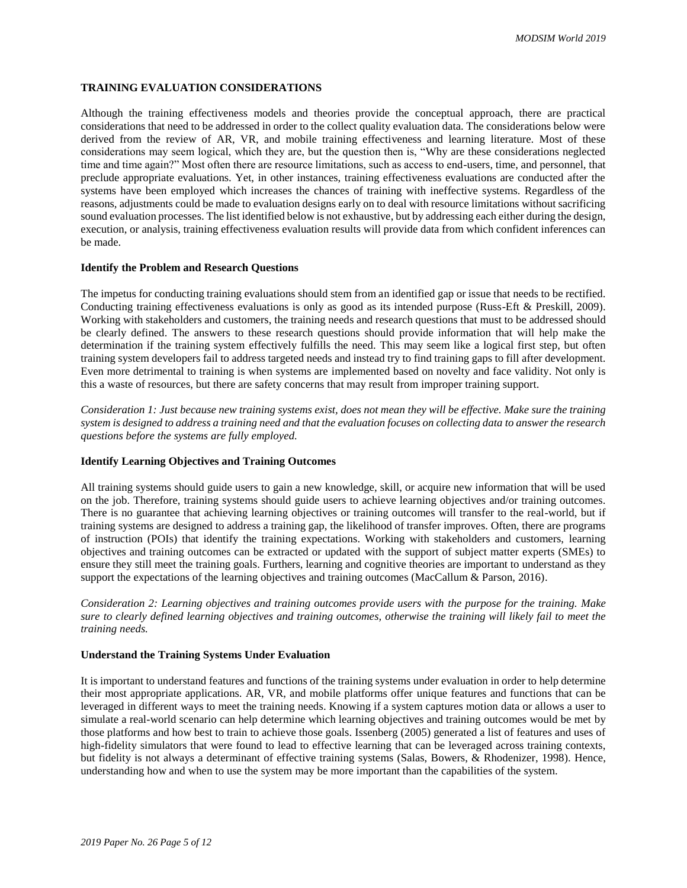## TRAINING EVALUATION CONSIDERATIONS

Although the training effectiveness models and theories provide the conceptual approach, there are practical considerations that need to be addressed in order to the collect quality evaluation data. The considerations below were derived from the review of AR, VR, and mobile training effectiveness and learning literature. Most of these considerations may seem logical, which they are, but the question then is, "Why are these considerations neglected time and time again?" Most often there are resource limitations, such as access to end-users, time, and personnel, that preclude appropriate evaluations. Yet, in other instances, training effectiveness evaluations are conducted after the systems have been employed which increases the chances of training with ineffective systems. Regardless of the reasons, adjustments could be made to evaluation designs early on to deal with resource limitations without sacrificing sound evaluation processes. The list identified below is not exhaustive, but by addressing each either during the design, execution, or analysis, training effectiveness evaluation results will provide data from which confident inferences can be made.

### Identify the Problem and Research Questions

The impetus for conducting training evaluations should stem from an identified gap or issue that needs to be rectified. Conducting training effectiveness evaluations is only as good as its intended purpose (Russ-Eft & Preskill, 2009). Working with stakeholders and customers, the training needs and research questions that must to be addressed should be clearly defined. The answers to these research questions should provide information that will help make the determination if the training system effectively fulfills the need. This may seem like a logical first step, but often training system developers fail to address targeted needs and instead try to find training gaps to fill after development. Even more detrimental to training is when systems are implemented based on novelty and face validity. Not only is this a waste of resources, but there are safety concerns that may result from improper training support.

*Consideration 1: Just because new training systems exist, does not mean they will be effective. Make sure the training system is designed to address a training need and that the evaluation focuses on collecting data to answer the research questions before the systems are fully employed.*

### Identify Learning Objectives and Training Outcomes

All training systems should guide users to gain a new knowledge, skill, or acquire new information that will be used on the job. Therefore, training systems should guide users to achieve learning objectives and/or training outcomes. There is no guarantee that achieving learning objectives or training outcomes will transfer to the real-world, but if training systems are designed to address a training gap, the likelihood of transfer improves. Often, there are programs of instruction (POIs) that identify the training expectations. Working with stakeholders and customers, learning objectives and training outcomes can be extracted or updated with the support of subject matter experts (SMEs) to ensure they still meet the training goals. Furthers, learning and cognitive theories are important to understand as they support the expectations of the learning objectives and training outcomes (MacCallum & Parson, 2016).

*Consideration 2: Learning objectives and training outcomes provide users with the purpose for the training. Make sure to clearly defined learning objectives and training outcomes, otherwise the training will likely fail to meet the training needs.*

### Understand the Training Systems Under Evaluation

It is important to understand features and functions of the training systems under evaluation in order to help determine their most appropriate applications. AR, VR, and mobile platforms offer unique features and functions that can be leveraged in different ways to meet the training needs. Knowing if a system captures motion data or allows a user to simulate a real-world scenario can help determine which learning objectives and training outcomes would be met by those platforms and how best to train to achieve those goals. Issenberg (2005) generated a list of features and uses of high-fidelity simulators that were found to lead to effective learning that can be leveraged across training contexts, but fidelity is not always a determinant of effective training systems (Salas, Bowers, & Rhodenizer, 1998). Hence, understanding how and when to use the system may be more important than the capabilities of the system.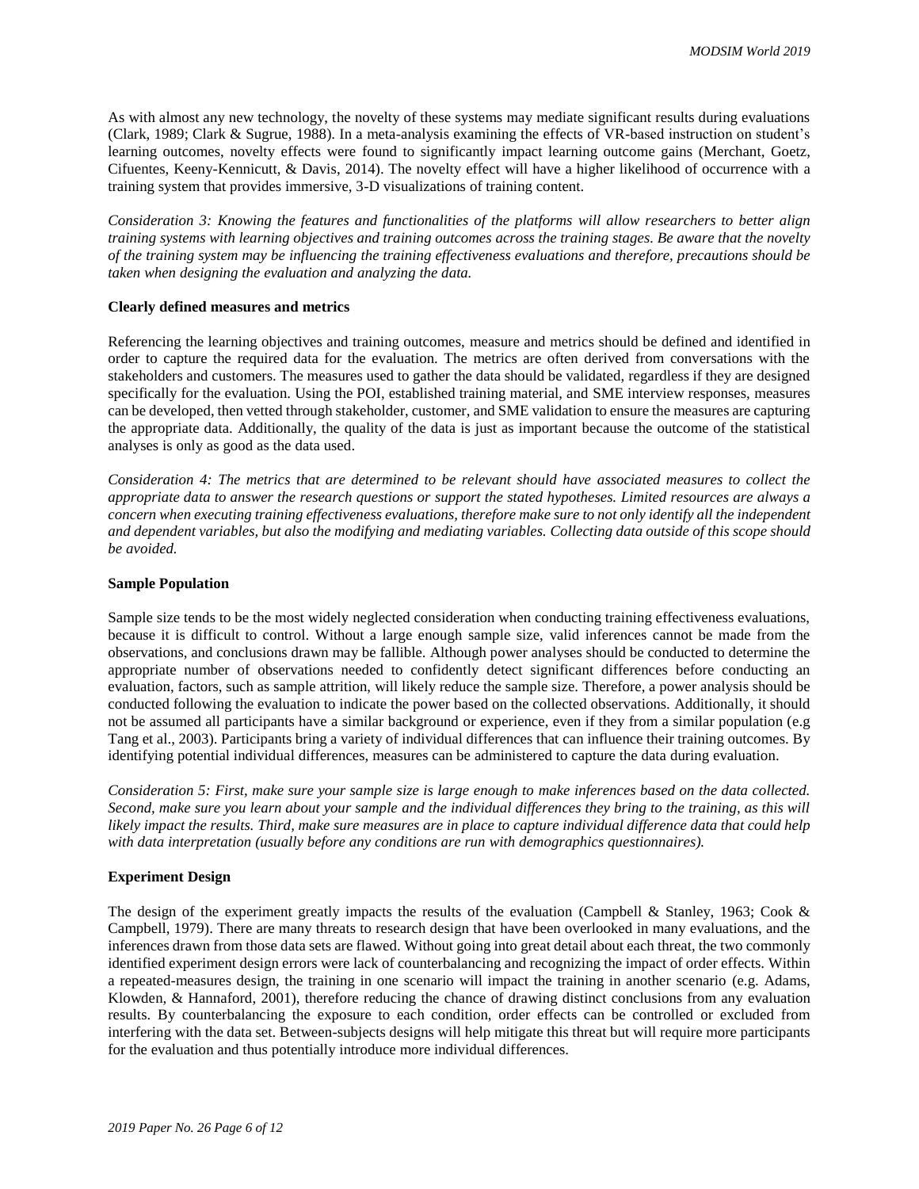As with almost any new technology, the novelty of these systems may mediate significant results during evaluations (Clark, 1989; Clark & Sugrue, 1988). In a meta-analysis examining the effects of VR-based instruction on student's learning outcomes, novelty effects were found to significantly impact learning outcome gains (Merchant, Goetz, Cifuentes, Keeny-Kennicutt, & Davis, 2014). The novelty effect will have a higher likelihood of occurrence with a training system that provides immersive, 3-D visualizations of training content.

*Consideration 3: Knowing the features and functionalities of the platforms will allow researchers to better align training systems with learning objectives and training outcomes across the training stages. Be aware that the novelty of the training system may be influencing the training effectiveness evaluations and therefore, precautions should be taken when designing the evaluation and analyzing the data.*

**Clearly defined measures and metrics**

Referencing the learning objectives and training outcomes, measure and metrics should be defined and identified in order to capture the required data for the evaluation. The metrics are often derived from conversations with the stakeholders and customers. The measures used to gather the data should be validated, regardless if they are designed specifically for the evaluation. Using the POI, established training material, and SME interview responses, measures can be developed, then vetted through stakeholder, customer, and SME validation to ensure the measures are capturing the appropriate data. Additionally, the quality of the data is just as important because the outcome of the statistical analyses is only as good as the data used.

*Consideration 4: The metrics that are determined to be relevant should have associated measures to collect the appropriate data to answer the research questions or support the stated hypotheses. Limited resources are always a concern when executing training effectiveness evaluations, therefore make sure to not only identify all the independent and dependent variables, but also the modifying and mediating variables. Collecting data outside of this scope should be avoided.*

**Sample Population**

Sample size tends to be the most widely neglected consideration when conducting training effectiveness evaluations, because it is difficult to control. Without a large enough sample size, valid inferences cannot be made from the observations, and conclusions drawn may be fallible. Although power analyses should be conducted to determine the appropriate number of observations needed to confidently detect significant differences before conducting an evaluation, factors, such as sample attrition, will likely reduce the sample size. Therefore, a power analysis should be conducted following the evaluation to indicate the power based on the collected observations. Additionally, it should not be assumed all participants have a similar background or experience, even if they from a similar population (e.g Tang et al., 2003). Participants bring a variety of individual differences that can influence their training outcomes. By identifying potential individual differences, measures can be administered to capture the data during evaluation.

*Consideration 5: First, make sure your sample size is large enough to make inferences based on the data collected. Second, make sure you learn about your sample and the individual differences they bring to the training, as this will likely impact the results. Third, make sure measures are in place to capture individual difference data that could help with data interpretation (usually before any conditions are run with demographics questionnaires).*

**Experiment Design**

The design of the experiment greatly impacts the results of the evaluation (Campbell & Stanley, 1963; Cook & Campbell, 1979). There are many threats to research design that have been overlooked in many evaluations, and the inferences drawn from those data sets are flawed. Without going into great detail about each threat, the two commonly identified experiment design errors were lack of counterbalancing and recognizing the impact of order effects. Within a repeated-measures design, the training in one scenario will impact the training in another scenario (e.g. Adams, Klowden, & Hannaford, 2001), therefore reducing the chance of drawing distinct conclusions from any evaluation results. By counterbalancing the exposure to each condition, order effects can be controlled or excluded from interfering with the data set. Between-subjects designs will help mitigate this threat but will require more participants for the evaluation and thus potentially introduce more individual differences.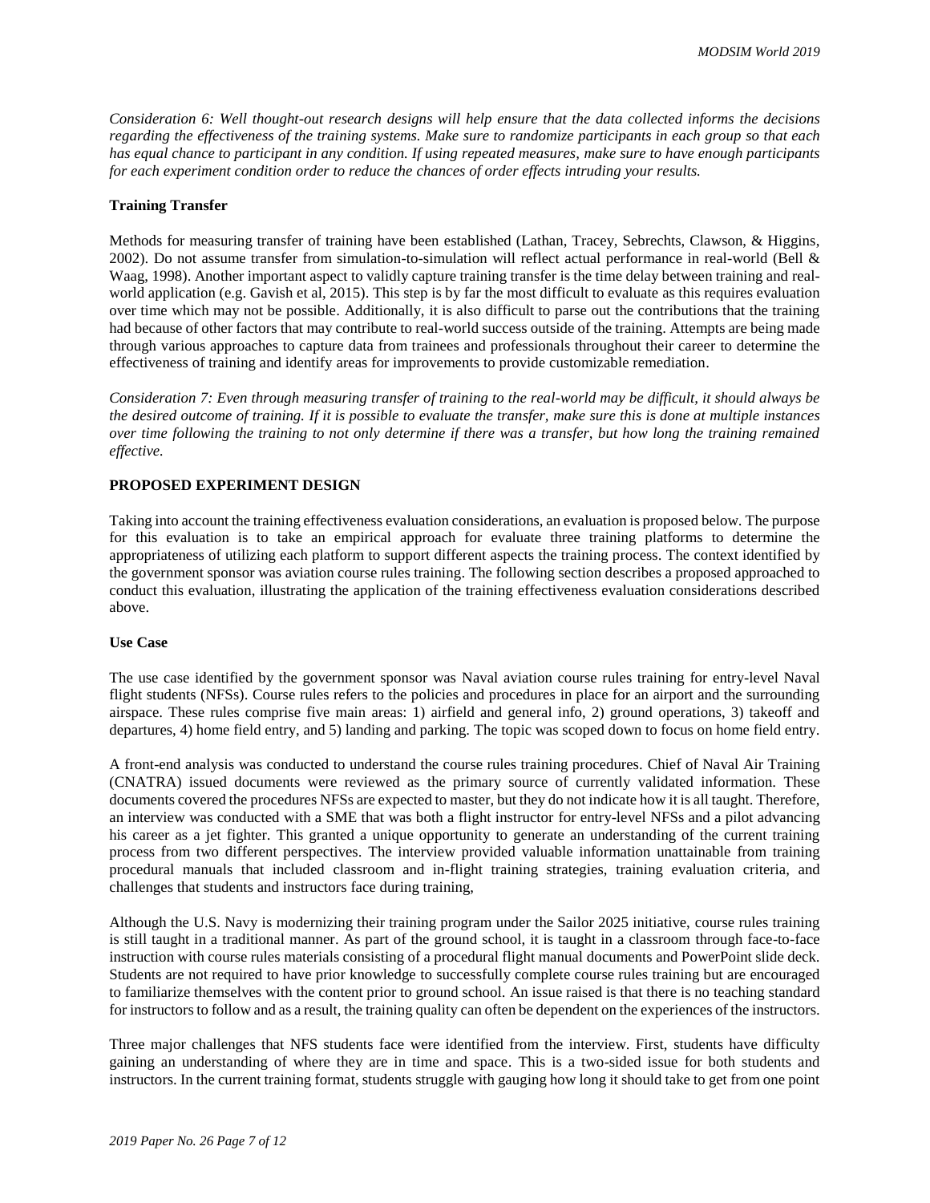*Consideration 6: Well thought-out research designs will help ensure that the data collected informs the decisions regarding the effectiveness of the training systems. Make sure to randomize participants in each group so that each has equal chance to participant in any condition. If using repeated measures, make sure to have enough participants for each experiment condition order to reduce the chances of order effects intruding your results.*

**Training Transfer**

Methods for measuring transfer of training have been established (Lathan, Tracey, Sebrechts, Clawson, & Higgins, 2002). Do not assume transfer from simulation-to-simulation will reflect actual performance in real-world (Bell & Waag, 1998). Another important aspect to validly capture training transfer is the time delay between training and real-world application (e.g. Gavish et al, 2015). This step is by far the most difficult to evaluate as this requires evaluation over time which may not be possible. Additionally, it is also difficult to parse out the contributions that the training had because of other factors that may contribute to real-world success outside of the training. Attempts are being made through various approaches to capture data from trainees and professionals throughout their career to determine the effectiveness of training and identify areas for improvements to provide customizable remediation.

*Consideration 7: Even through measuring transfer of training to the real-world may be difficult, it should always be the desired outcome of training. If it is possible to evaluate the transfer, make sure this is done at multiple instances over time following the training to not only determine if there was a transfer, but how long the training remained effective.*

## PROPOSED EXPERIMENT DESIGN

Taking into account the training effectiveness evaluation considerations, an evaluation is proposed below. The purpose for this evaluation is to take an empirical approach for evaluate three training platforms to determine the appropriateness of utilizing each platform to support different aspects the training process. The context identified by the government sponsor was aviation course rules training. The following section describes a proposed approached to conduct this evaluation, illustrating the application of the training effectiveness evaluation considerations described above.

**Use Case**

The use case identified by the government sponsor was Naval aviation course rules training for entry-level Naval flight students (NFSs). Course rules refers to the policies and procedures in place for an airport and the surrounding airspace. These rules comprise five main areas: 1) airfield and general info, 2) ground operations, 3) takeoff and departures, 4) home field entry, and 5) landing and parking. The topic was scoped down to focus on home field entry.

A front-end analysis was conducted to understand the course rules training procedures. Chief of Naval Air Training (CNATRA) issued documents were reviewed as the primary source of currently validated information. These documents covered the procedures NFSs are expected to master, but they do not indicate how it is all taught. Therefore, an interview was conducted with a SME that was both a flight instructor for entry-level NFSs and a pilot advancing his career as a jet fighter. This granted a unique opportunity to generate an understanding of the current training process from two different perspectives. The interview provided valuable information unattainable from training procedural manuals that included classroom and in-flight training strategies, training evaluation criteria, and challenges that students and instructors face during training,

Although the U.S. Navy is modernizing their training program under the Sailor 2025 initiative, course rules training is still taught in a traditional manner. As part of the ground school, it is taught in a classroom through face-to-face instruction with course rules materials consisting of a procedural flight manual documents and PowerPoint slide deck. Students are not required to have prior knowledge to successfully complete course rules training but are encouraged to familiarize themselves with the content prior to ground school. An issue raised is that there is no teaching standard for instructors to follow and as a result, the training quality can often be dependent on the experiences of the instructors.

Three major challenges that NFS students face were identified from the interview. First, students have difficulty gaining an understanding of where they are in time and space. This is a two-sided issue for both students and instructors. In the current training format, students struggle with gauging how long it should take to get from one point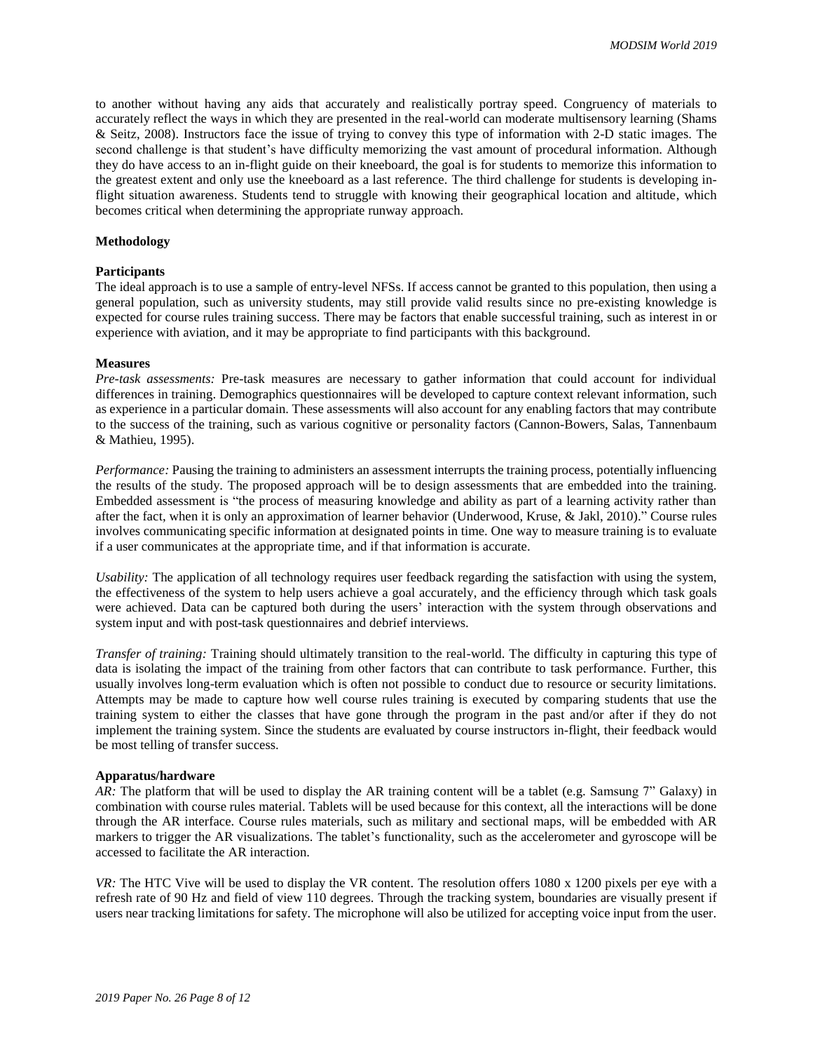to another without having any aids that accurately and realistically portray speed. Congruency of materials to accurately reflect the ways in which they are presented in the real-world can moderate multisensory learning (Shams & Seitz, 2008). Instructors face the issue of trying to convey this type of information with 2-D static images. The second challenge is that student's have difficulty memorizing the vast amount of procedural information. Although they do have access to an in-flight guide on their kneeboard, the goal is for students to memorize this information to the greatest extent and only use the kneeboard as a last reference. The third challenge for students is developing in-flight situation awareness. Students tend to struggle with knowing their geographical location and altitude, which becomes critical when determining the appropriate runway approach.

## Methodology

### Participants

The ideal approach is to use a sample of entry-level NFSs. If access cannot be granted to this population, then using a general population, such as university students, may still provide valid results since no pre-existing knowledge is expected for course rules training success. There may be factors that enable successful training, such as interest in or experience with aviation, and it may be appropriate to find participants with this background.

### Measures

*Pre-task assessments:* Pre-task measures are necessary to gather information that could account for individual differences in training. Demographics questionnaires will be developed to capture context relevant information, such as experience in a particular domain. These assessments will also account for any enabling factors that may contribute to the success of the training, such as various cognitive or personality factors (Cannon-Bowers, Salas, Tannenbaum & Mathieu, 1995).

*Performance:* Pausing the training to administers an assessment interrupts the training process, potentially influencing the results of the study. The proposed approach will be to design assessments that are embedded into the training. Embedded assessment is "the process of measuring knowledge and ability as part of a learning activity rather than after the fact, when it is only an approximation of learner behavior (Underwood, Kruse, & Jakl, 2010)." Course rules involves communicating specific information at designated points in time. One way to measure training is to evaluate if a user communicates at the appropriate time, and if that information is accurate.

*Usability:* The application of all technology requires user feedback regarding the satisfaction with using the system, the effectiveness of the system to help users achieve a goal accurately, and the efficiency through which task goals were achieved. Data can be captured both during the users' interaction with the system through observations and system input and with post-task questionnaires and debrief interviews.

*Transfer of training:* Training should ultimately transition to the real-world. The difficulty in capturing this type of data is isolating the impact of the training from other factors that can contribute to task performance. Further, this usually involves long-term evaluation which is often not possible to conduct due to resource or security limitations. Attempts may be made to capture how well course rules training is executed by comparing students that use the training system to either the classes that have gone through the program in the past and/or after if they do not implement the training system. Since the students are evaluated by course instructors in-flight, their feedback would be most telling of transfer success.

### Apparatus/hardware

*AR:* The platform that will be used to display the AR training content will be a tablet (e.g. Samsung 7" Galaxy) in combination with course rules material. Tablets will be used because for this context, all the interactions will be done through the AR interface. Course rules materials, such as military and sectional maps, will be embedded with AR markers to trigger the AR visualizations. The tablet's functionality, such as the accelerometer and gyroscope will be accessed to facilitate the AR interaction.

*VR:* The HTC Vive will be used to display the VR content. The resolution offers 1080 x 1200 pixels per eye with a refresh rate of 90 Hz and field of view 110 degrees. Through the tracking system, boundaries are visually present if users near tracking limitations for safety. The microphone will also be utilized for accepting voice input from the user.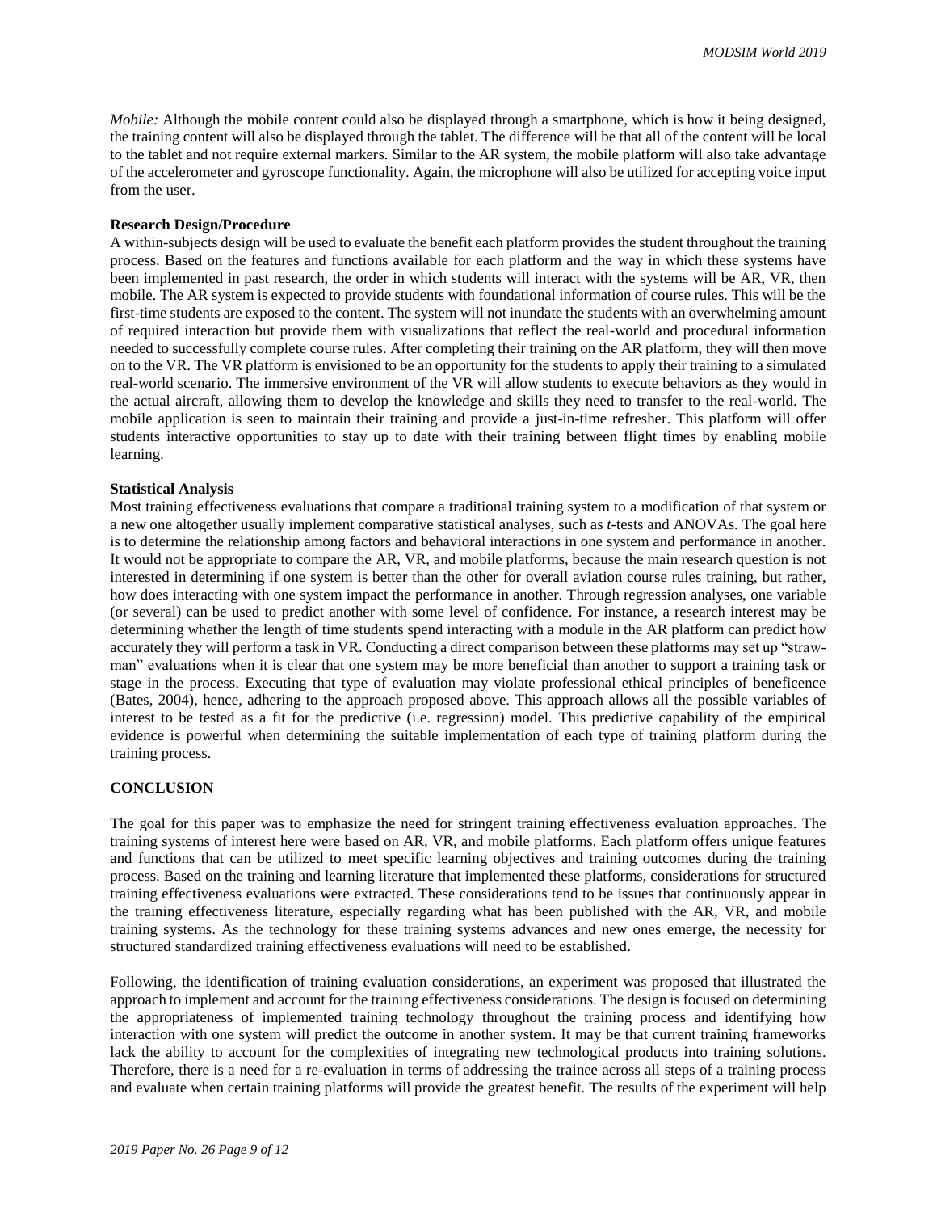*Mobile:* Although the mobile content could also be displayed through a smartphone, which is how it being designed, the training content will also be displayed through the tablet. The difference will be that all of the content will be local to the tablet and not require external markers. Similar to the AR system, the mobile platform will also take advantage of the accelerometer and gyroscope functionality. Again, the microphone will also be utilized for accepting voice input from the user.

**Research Design/Procedure**

A within-subjects design will be used to evaluate the benefit each platform provides the student throughout the training process. Based on the features and functions available for each platform and the way in which these systems have been implemented in past research, the order in which students will interact with the systems will be AR, VR, then mobile. The AR system is expected to provide students with foundational information of course rules. This will be the first-time students are exposed to the content. The system will not inundate the students with an overwhelming amount of required interaction but provide them with visualizations that reflect the real-world and procedural information needed to successfully complete course rules. After completing their training on the AR platform, they will then move on to the VR. The VR platform is envisioned to be an opportunity for the students to apply their training to a simulated real-world scenario. The immersive environment of the VR will allow students to execute behaviors as they would in the actual aircraft, allowing them to develop the knowledge and skills they need to transfer to the real-world. The mobile application is seen to maintain their training and provide a just-in-time refresher. This platform will offer students interactive opportunities to stay up to date with their training between flight times by enabling mobile learning.

**Statistical Analysis**

Most training effectiveness evaluations that compare a traditional training system to a modification of that system or a new one altogether usually implement comparative statistical analyses, such as *t*-tests and ANOVAs. The goal here is to determine the relationship among factors and behavioral interactions in one system and performance in another. It would not be appropriate to compare the AR, VR, and mobile platforms, because the main research question is not interested in determining if one system is better than the other for overall aviation course rules training, but rather, how does interacting with one system impact the performance in another. Through regression analyses, one variable (or several) can be used to predict another with some level of confidence. For instance, a research interest may be determining whether the length of time students spend interacting with a module in the AR platform can predict how accurately they will perform a task in VR. Conducting a direct comparison between these platforms may set up "straw-man" evaluations when it is clear that one system may be more beneficial than another to support a training task or stage in the process. Executing that type of evaluation may violate professional ethical principles of beneficence (Bates, 2004), hence, adhering to the approach proposed above. This approach allows all the possible variables of interest to be tested as a fit for the predictive (i.e. regression) model. This predictive capability of the empirical evidence is powerful when determining the suitable implementation of each type of training platform during the training process.

## CONCLUSION

The goal for this paper was to emphasize the need for stringent training effectiveness evaluation approaches. The training systems of interest here were based on AR, VR, and mobile platforms. Each platform offers unique features and functions that can be utilized to meet specific learning objectives and training outcomes during the training process. Based on the training and learning literature that implemented these platforms, considerations for structured training effectiveness evaluations were extracted. These considerations tend to be issues that continuously appear in the training effectiveness literature, especially regarding what has been published with the AR, VR, and mobile training systems. As the technology for these training systems advances and new ones emerge, the necessity for structured standardized training effectiveness evaluations will need to be established.

Following, the identification of training evaluation considerations, an experiment was proposed that illustrated the approach to implement and account for the training effectiveness considerations. The design is focused on determining the appropriateness of implemented training technology throughout the training process and identifying how interaction with one system will predict the outcome in another system. It may be that current training frameworks lack the ability to account for the complexities of integrating new technological products into training solutions. Therefore, there is a need for a re-evaluation in terms of addressing the trainee across all steps of a training process and evaluate when certain training platforms will provide the greatest benefit. The results of the experiment will help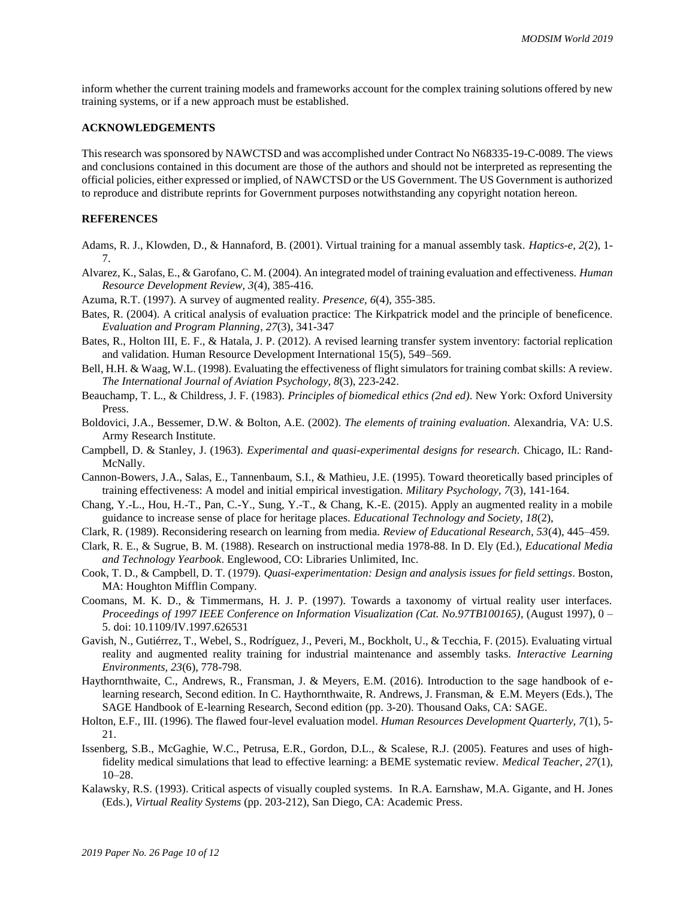inform whether the current training models and frameworks account for the complex training solutions offered by new training systems, or if a new approach must be established.

## ACKNOWLEDGEMENTS

This research was sponsored by NAWCTSD and was accomplished under Contract No N68335-19-C-0089. The views and conclusions contained in this document are those of the authors and should not be interpreted as representing the official policies, either expressed or implied, of NAWCTSD or the US Government. The US Government is authorized to reproduce and distribute reprints for Government purposes notwithstanding any copyright notation hereon.

## REFERENCES

Adams, R. J., Klowden, D., & Hannaford, B. (2001). Virtual training for a manual assembly task. *Haptics-e, 2*(2), 1-7.

Alvarez, K., Salas, E., & Garofano, C. M. (2004). An integrated model of training evaluation and effectiveness. *Human Resource Development Review, 3*(4), 385-416.

Azuma, R.T. (1997). A survey of augmented reality. *Presence, 6*(4), 355-385.

Bates, R. (2004). A critical analysis of evaluation practice: The Kirkpatrick model and the principle of beneficence. *Evaluation and Program Planning, 27*(3), 341-347

Bates, R., Holton III, E. F., & Hatala, J. P. (2012). A revised learning transfer system inventory: factorial replication and validation. Human Resource Development International 15(5), 549–569.

Bell, H.H. & Waag, W.L. (1998). Evaluating the effectiveness of flight simulators for training combat skills: A review. *The International Journal of Aviation Psychology, 8*(3), 223-242.

Beauchamp, T. L., & Childress, J. F. (1983). *Principles of biomedical ethics (2nd ed)*. New York: Oxford University Press.

Boldovici, J.A., Bessemer, D.W. & Bolton, A.E. (2002). *The elements of training evaluation*. Alexandria, VA: U.S. Army Research Institute.

Campbell, D. & Stanley, J. (1963). *Experimental and quasi-experimental designs for research.* Chicago, IL: Rand-McNally.

Cannon-Bowers, J.A., Salas, E., Tannenbaum, S.I., & Mathieu, J.E. (1995). Toward theoretically based principles of training effectiveness: A model and initial empirical investigation. *Military Psychology, 7*(3), 141-164.

Chang, Y.-L., Hou, H.-T., Pan, C.-Y., Sung, Y.-T., & Chang, K.-E. (2015). Apply an augmented reality in a mobile guidance to increase sense of place for heritage places. *Educational Technology and Society, 18*(2),

Clark, R. (1989). Reconsidering research on learning from media. *Review of Educational Research, 53*(4), 445–459.

Clark, R. E., & Sugrue, B. M. (1988). Research on instructional media 1978-88. In D. Ely (Ed.), *Educational Media and Technology Yearbook*. Englewood, CO: Libraries Unlimited, Inc.

Cook, T. D., & Campbell, D. T. (1979). *Quasi-experimentation: Design and analysis issues for field settings*. Boston, MA: Houghton Mifflin Company.

Coomans, M. K. D., & Timmermans, H. J. P. (1997). Towards a taxonomy of virtual reality user interfaces. *Proceedings of 1997 IEEE Conference on Information Visualization (Cat. No.97TB100165)*, (August 1997), 0 – 5. doi: 10.1109/IV.1997.626531

Gavish, N., Gutiérrez, T., Webel, S., Rodríguez, J., Peveri, M., Bockholt, U., & Tecchia, F. (2015). Evaluating virtual reality and augmented reality training for industrial maintenance and assembly tasks. *Interactive Learning Environments, 23*(6), 778-798.

Haythornthwaite, C., Andrews, R., Fransman, J. & Meyers, E.M. (2016). Introduction to the sage handbook of e-learning research, Second edition. In C. Haythornthwaite, R. Andrews, J. Fransman, & E.M. Meyers (Eds.), The SAGE Handbook of E-learning Research, Second edition (pp. 3-20). Thousand Oaks, CA: SAGE.

Holton, E.F., III. (1996). The flawed four-level evaluation model. *Human Resources Development Quarterly, 7*(1), 5-21.

Issenberg, S.B., McGaghie, W.C., Petrusa, E.R., Gordon, D.L., & Scalese, R.J. (2005). Features and uses of high-fidelity medical simulations that lead to effective learning: a BEME systematic review. *Medical Teacher, 27*(1), 10–28.

Kalawsky, R.S. (1993). Critical aspects of visually coupled systems. In R.A. Earnshaw, M.A. Gigante, and H. Jones (Eds.), *Virtual Reality Systems* (pp. 203-212), San Diego, CA: Academic Press.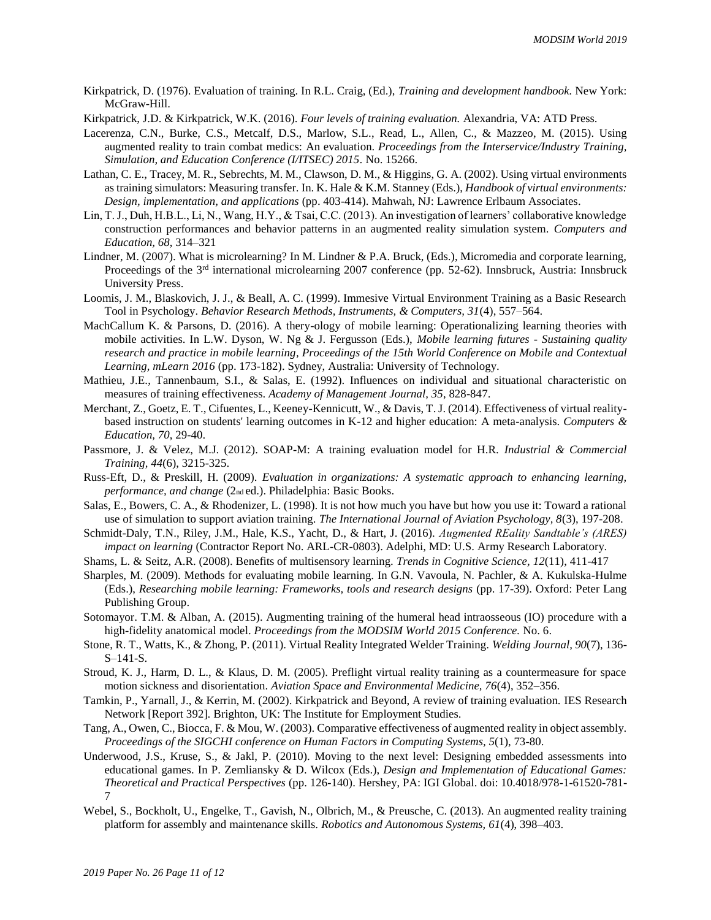Kirkpatrick, D. (1976). Evaluation of training. In R.L. Craig, (Ed.), *Training and development handbook.* New York: McGraw-Hill.

Kirkpatrick, J.D. & Kirkpatrick, W.K. (2016). *Four levels of training evaluation.* Alexandria, VA: ATD Press.

Lacerenza, C.N., Burke, C.S., Metcalf, D.S., Marlow, S.L., Read, L., Allen, C., & Mazzeo, M. (2015). Using augmented reality to train combat medics: An evaluation. *Proceedings from the Interservice/Industry Training, Simulation, and Education Conference (I/ITSEC) 2015*. No. 15266.

Lathan, C. E., Tracey, M. R., Sebrechts, M. M., Clawson, D. M., & Higgins, G. A. (2002). Using virtual environments as training simulators: Measuring transfer. In. K. Hale & K.M. Stanney (Eds.), *Handbook of virtual environments: Design, implementation, and applications* (pp. 403-414). Mahwah, NJ: Lawrence Erlbaum Associates.

Lin, T. J., Duh, H.B.L., Li, N., Wang, H.Y., & Tsai, C.C. (2013). An investigation of learners' collaborative knowledge construction performances and behavior patterns in an augmented reality simulation system. *Computers and Education, 68*, 314–321

Lindner, M. (2007). What is microlearning? In M. Lindner & P.A. Bruck, (Eds.), Micromedia and corporate learning, Proceedings of the 3rd international microlearning 2007 conference (pp. 52-62). Innsbruck, Austria: Innsbruck University Press.

Loomis, J. M., Blaskovich, J. J., & Beall, A. C. (1999). Immesive Virtual Environment Training as a Basic Research Tool in Psychology. *Behavior Research Methods, Instruments, & Computers, 31*(4), 557–564.

MachCallum K. & Parsons, D. (2016). A thery-ology of mobile learning: Operationalizing learning theories with mobile activities. In L.W. Dyson, W. Ng & J. Fergusson (Eds.), *Mobile learning futures - Sustaining quality research and practice in mobile learning, Proceedings of the 15th World Conference on Mobile and Contextual Learning, mLearn 2016* (pp. 173-182). Sydney, Australia: University of Technology.

Mathieu, J.E., Tannenbaum, S.I., & Salas, E. (1992). Influences on individual and situational characteristic on measures of training effectiveness. *Academy of Management Journal, 35*, 828-847.

Merchant, Z., Goetz, E. T., Cifuentes, L., Keeney-Kennicutt, W., & Davis, T. J. (2014). Effectiveness of virtual reality-based instruction on students' learning outcomes in K-12 and higher education: A meta-analysis. *Computers & Education, 70*, 29-40.

Passmore, J. & Velez, M.J. (2012). SOAP-M: A training evaluation model for H.R. *Industrial & Commercial Training, 44*(6), 3215-325.

Russ-Eft, D., & Preskill, H. (2009). *Evaluation in organizations: A systematic approach to enhancing learning, performance, and change* (2nd ed.). Philadelphia: Basic Books.

Salas, E., Bowers, C. A., & Rhodenizer, L. (1998). It is not how much you have but how you use it: Toward a rational use of simulation to support aviation training. *The International Journal of Aviation Psychology, 8*(3), 197-208.

Schmidt-Daly, T.N., Riley, J.M., Hale, K.S., Yacht, D., & Hart, J. (2016). *Augmented REality Sandtable's (ARES) impact on learning* (Contractor Report No. ARL-CR-0803). Adelphi, MD: U.S. Army Research Laboratory.

Shams, L. & Seitz, A.R. (2008). Benefits of multisensory learning. *Trends in Cognitive Science, 12*(11), 411-417

Sharples, M. (2009). Methods for evaluating mobile learning. In G.N. Vavoula, N. Pachler, & A. Kukulska-Hulme (Eds.), *Researching mobile learning: Frameworks, tools and research designs* (pp. 17-39). Oxford: Peter Lang Publishing Group.

Sotomayor. T.M. & Alban, A. (2015). Augmenting training of the humeral head intraosseous (IO) procedure with a high-fidelity anatomical model. *Proceedings from the MODSIM World 2015 Conference.* No. 6.

Stone, R. T., Watts, K., & Zhong, P. (2011). Virtual Reality Integrated Welder Training. *Welding Journal, 90*(7), 136-S–141-S.

Stroud, K. J., Harm, D. L., & Klaus, D. M. (2005). Preflight virtual reality training as a countermeasure for space motion sickness and disorientation. *Aviation Space and Environmental Medicine, 76*(4), 352–356.

Tamkin, P., Yarnall, J., & Kerrin, M. (2002). Kirkpatrick and Beyond, A review of training evaluation. IES Research Network [Report 392]. Brighton, UK: The Institute for Employment Studies.

Tang, A., Owen, C., Biocca, F. & Mou, W. (2003). Comparative effectiveness of augmented reality in object assembly. *Proceedings of the SIGCHI conference on Human Factors in Computing Systems, 5*(1), 73-80.

Underwood, J.S., Kruse, S., & Jakl, P. (2010). Moving to the next level: Designing embedded assessments into educational games. In P. Zemliansky & D. Wilcox (Eds.), *Design and Implementation of Educational Games: Theoretical and Practical Perspectives* (pp. 126-140). Hershey, PA: IGI Global. doi: 10.4018/978-1-61520-781-7

Webel, S., Bockholt, U., Engelke, T., Gavish, N., Olbrich, M., & Preusche, C. (2013). An augmented reality training platform for assembly and maintenance skills. *Robotics and Autonomous Systems, 61*(4), 398–403.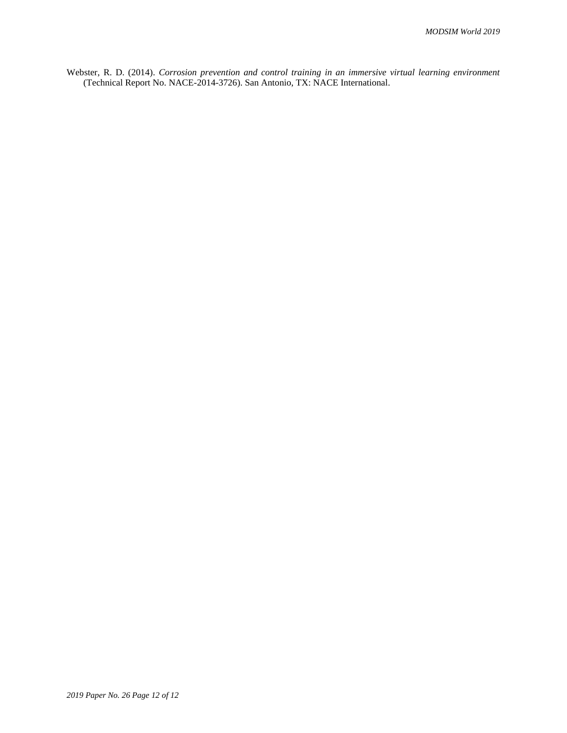Webster, R. D. (2014). *Corrosion prevention and control training in an immersive virtual learning environment* (Technical Report No. NACE-2014-3726). San Antonio, TX: NACE International.